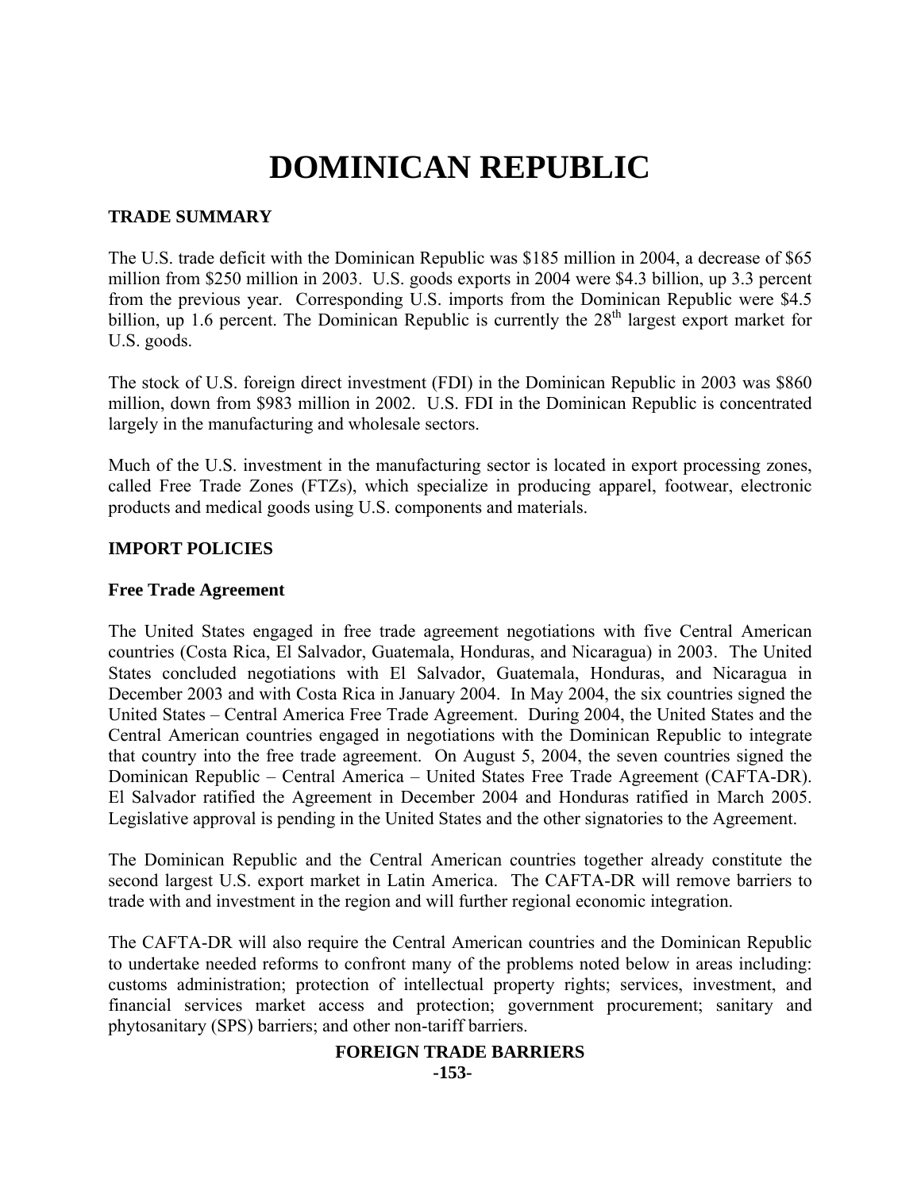# DOMINICAN REPUBLIC

## TRADE SUMMARY

The U.S. trade deficit with the Dominican Republic was $185 million in 2004, a decrease of $65 million from $250 million in 2003. U.S. goods exports in 2004 were $4.3 billion, up 3.3 percent from the previous year. Corresponding U.S. imports from the Dominican Republic were $4.5 billion, up 1.6 percent. The Dominican Republic is currently the 28th largest export market for U.S. goods.

The stock of U.S. foreign direct investment (FDI) in the Dominican Republic in 2003 was $860 million, down from $983 million in 2002. U.S. FDI in the Dominican Republic is concentrated largely in the manufacturing and wholesale sectors.

Much of the U.S. investment in the manufacturing sector is located in export processing zones, called Free Trade Zones (FTZs), which specialize in producing apparel, footwear, electronic products and medical goods using U.S. components and materials.

## IMPORT POLICIES

### Free Trade Agreement

The United States engaged in free trade agreement negotiations with five Central American countries (Costa Rica, El Salvador, Guatemala, Honduras, and Nicaragua) in 2003. The United States concluded negotiations with El Salvador, Guatemala, Honduras, and Nicaragua in December 2003 and with Costa Rica in January 2004. In May 2004, the six countries signed the United States – Central America Free Trade Agreement. During 2004, the United States and the Central American countries engaged in negotiations with the Dominican Republic to integrate that country into the free trade agreement. On August 5, 2004, the seven countries signed the Dominican Republic – Central America – United States Free Trade Agreement (CAFTA-DR). El Salvador ratified the Agreement in December 2004 and Honduras ratified in March 2005. Legislative approval is pending in the United States and the other signatories to the Agreement.

The Dominican Republic and the Central American countries together already constitute the second largest U.S. export market in Latin America. The CAFTA-DR will remove barriers to trade with and investment in the region and will further regional economic integration.

The CAFTA-DR will also require the Central American countries and the Dominican Republic to undertake needed reforms to confront many of the problems noted below in areas including: customs administration; protection of intellectual property rights; services, investment, and financial services market access and protection; government procurement; sanitary and phytosanitary (SPS) barriers; and other non-tariff barriers.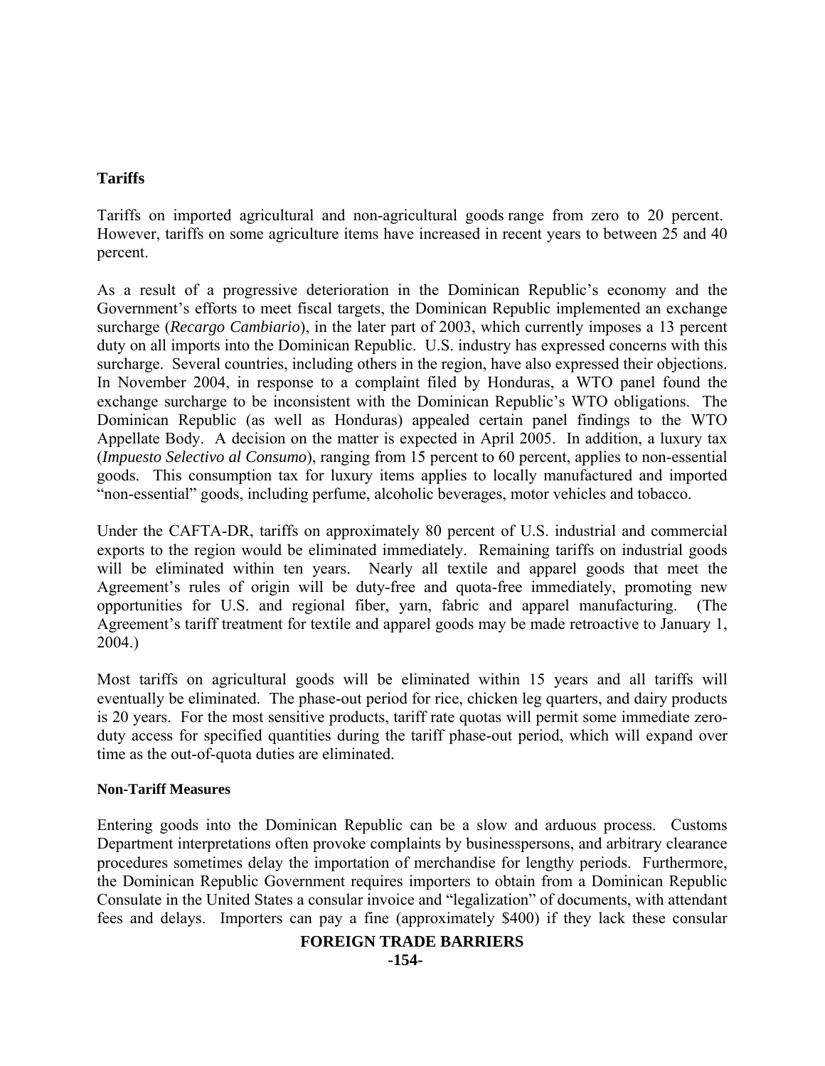## Tariffs

Tariffs on imported agricultural and non-agricultural goods range from zero to 20 percent. However, tariffs on some agriculture items have increased in recent years to between 25 and 40 percent.

As a result of a progressive deterioration in the Dominican Republic's economy and the Government's efforts to meet fiscal targets, the Dominican Republic implemented an exchange surcharge (*Recargo Cambiario*), in the later part of 2003, which currently imposes a 13 percent duty on all imports into the Dominican Republic. U.S. industry has expressed concerns with this surcharge. Several countries, including others in the region, have also expressed their objections. In November 2004, in response to a complaint filed by Honduras, a WTO panel found the exchange surcharge to be inconsistent with the Dominican Republic's WTO obligations. The Dominican Republic (as well as Honduras) appealed certain panel findings to the WTO Appellate Body. A decision on the matter is expected in April 2005. In addition, a luxury tax (*Impuesto Selectivo al Consumo*), ranging from 15 percent to 60 percent, applies to non-essential goods. This consumption tax for luxury items applies to locally manufactured and imported "non-essential" goods, including perfume, alcoholic beverages, motor vehicles and tobacco.

Under the CAFTA-DR, tariffs on approximately 80 percent of U.S. industrial and commercial exports to the region would be eliminated immediately. Remaining tariffs on industrial goods will be eliminated within ten years. Nearly all textile and apparel goods that meet the Agreement's rules of origin will be duty-free and quota-free immediately, promoting new opportunities for U.S. and regional fiber, yarn, fabric and apparel manufacturing. (The Agreement's tariff treatment for textile and apparel goods may be made retroactive to January 1, 2004.)

Most tariffs on agricultural goods will be eliminated within 15 years and all tariffs will eventually be eliminated. The phase-out period for rice, chicken leg quarters, and dairy products is 20 years. For the most sensitive products, tariff rate quotas will permit some immediate zero-duty access for specified quantities during the tariff phase-out period, which will expand over time as the out-of-quota duties are eliminated.

### Non-Tariff Measures

Entering goods into the Dominican Republic can be a slow and arduous process. Customs Department interpretations often provoke complaints by businesspersons, and arbitrary clearance procedures sometimes delay the importation of merchandise for lengthy periods. Furthermore, the Dominican Republic Government requires importers to obtain from a Dominican Republic Consulate in the United States a consular invoice and "legalization" of documents, with attendant fees and delays. Importers can pay a fine (approximately $400) if they lack these consular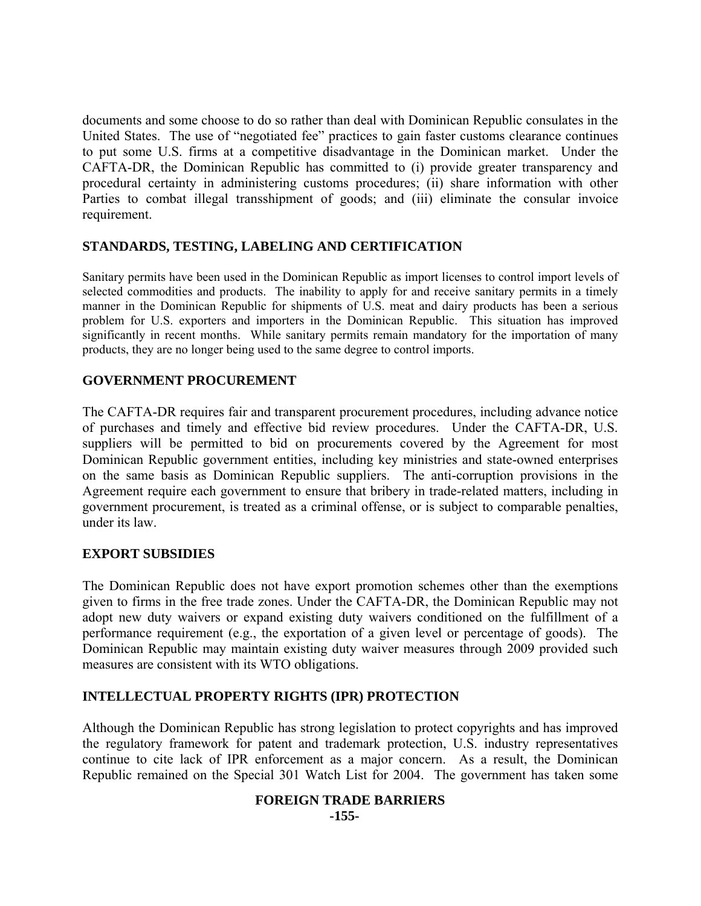documents and some choose to do so rather than deal with Dominican Republic consulates in the United States. The use of "negotiated fee" practices to gain faster customs clearance continues to put some U.S. firms at a competitive disadvantage in the Dominican market. Under the CAFTA-DR, the Dominican Republic has committed to (i) provide greater transparency and procedural certainty in administering customs procedures; (ii) share information with other Parties to combat illegal transshipment of goods; and (iii) eliminate the consular invoice requirement.

## STANDARDS, TESTING, LABELING AND CERTIFICATION

Sanitary permits have been used in the Dominican Republic as import licenses to control import levels of selected commodities and products. The inability to apply for and receive sanitary permits in a timely manner in the Dominican Republic for shipments of U.S. meat and dairy products has been a serious problem for U.S. exporters and importers in the Dominican Republic. This situation has improved significantly in recent months. While sanitary permits remain mandatory for the importation of many products, they are no longer being used to the same degree to control imports.

## GOVERNMENT PROCUREMENT

The CAFTA-DR requires fair and transparent procurement procedures, including advance notice of purchases and timely and effective bid review procedures. Under the CAFTA-DR, U.S. suppliers will be permitted to bid on procurements covered by the Agreement for most Dominican Republic government entities, including key ministries and state-owned enterprises on the same basis as Dominican Republic suppliers. The anti-corruption provisions in the Agreement require each government to ensure that bribery in trade-related matters, including in government procurement, is treated as a criminal offense, or is subject to comparable penalties, under its law.

## EXPORT SUBSIDIES

The Dominican Republic does not have export promotion schemes other than the exemptions given to firms in the free trade zones. Under the CAFTA-DR, the Dominican Republic may not adopt new duty waivers or expand existing duty waivers conditioned on the fulfillment of a performance requirement (e.g., the exportation of a given level or percentage of goods). The Dominican Republic may maintain existing duty waiver measures through 2009 provided such measures are consistent with its WTO obligations.

## INTELLECTUAL PROPERTY RIGHTS (IPR) PROTECTION

Although the Dominican Republic has strong legislation to protect copyrights and has improved the regulatory framework for patent and trademark protection, U.S. industry representatives continue to cite lack of IPR enforcement as a major concern. As a result, the Dominican Republic remained on the Special 301 Watch List for 2004. The government has taken some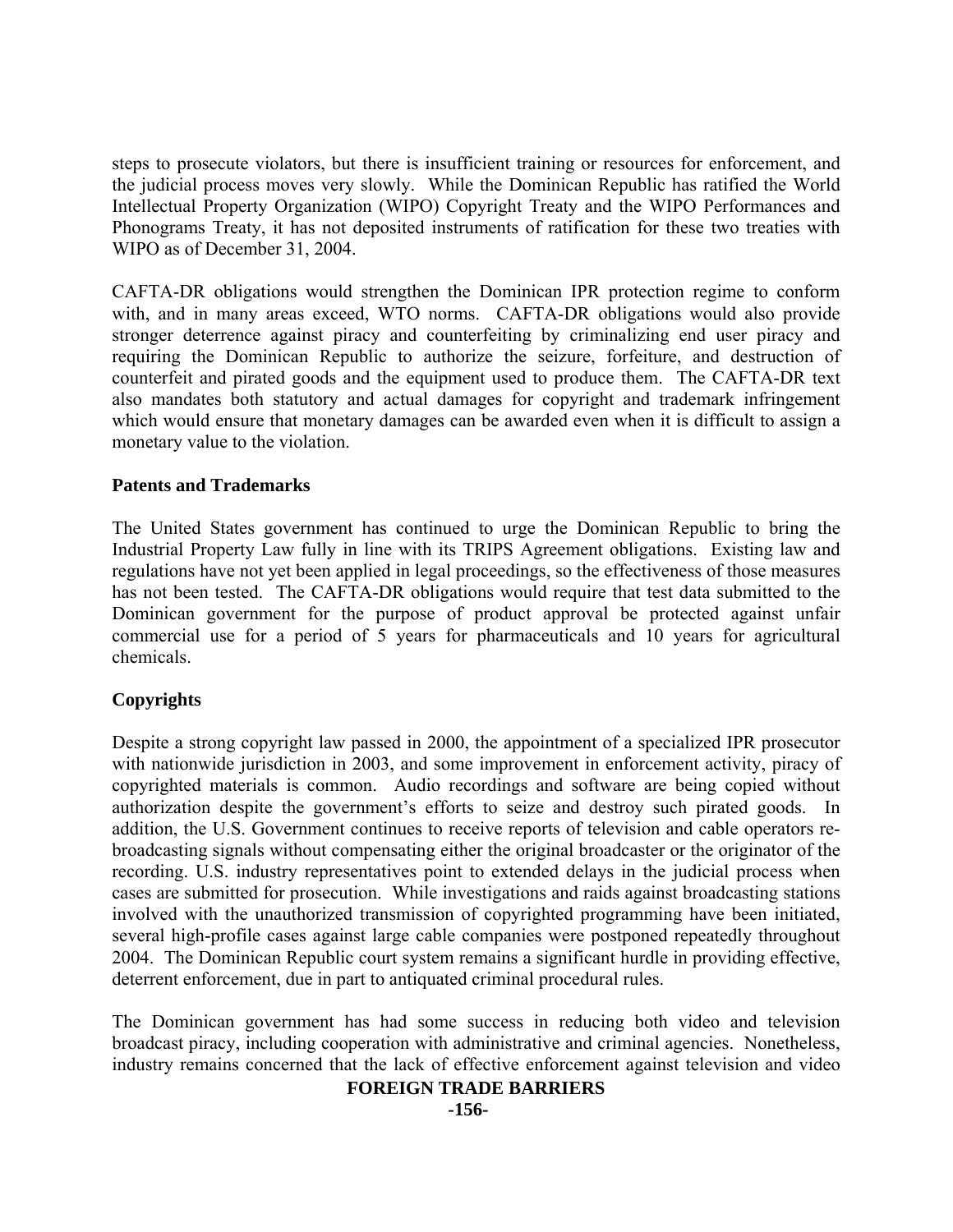steps to prosecute violators, but there is insufficient training or resources for enforcement, and the judicial process moves very slowly. While the Dominican Republic has ratified the World Intellectual Property Organization (WIPO) Copyright Treaty and the WIPO Performances and Phonograms Treaty, it has not deposited instruments of ratification for these two treaties with WIPO as of December 31, 2004.

CAFTA-DR obligations would strengthen the Dominican IPR protection regime to conform with, and in many areas exceed, WTO norms. CAFTA-DR obligations would also provide stronger deterrence against piracy and counterfeiting by criminalizing end user piracy and requiring the Dominican Republic to authorize the seizure, forfeiture, and destruction of counterfeit and pirated goods and the equipment used to produce them. The CAFTA-DR text also mandates both statutory and actual damages for copyright and trademark infringement which would ensure that monetary damages can be awarded even when it is difficult to assign a monetary value to the violation.

**Patents and Trademarks**

The United States government has continued to urge the Dominican Republic to bring the Industrial Property Law fully in line with its TRIPS Agreement obligations. Existing law and regulations have not yet been applied in legal proceedings, so the effectiveness of those measures has not been tested. The CAFTA-DR obligations would require that test data submitted to the Dominican government for the purpose of product approval be protected against unfair commercial use for a period of 5 years for pharmaceuticals and 10 years for agricultural chemicals.

**Copyrights**

Despite a strong copyright law passed in 2000, the appointment of a specialized IPR prosecutor with nationwide jurisdiction in 2003, and some improvement in enforcement activity, piracy of copyrighted materials is common. Audio recordings and software are being copied without authorization despite the government's efforts to seize and destroy such pirated goods. In addition, the U.S. Government continues to receive reports of television and cable operators re-broadcasting signals without compensating either the original broadcaster or the originator of the recording. U.S. industry representatives point to extended delays in the judicial process when cases are submitted for prosecution. While investigations and raids against broadcasting stations involved with the unauthorized transmission of copyrighted programming have been initiated, several high-profile cases against large cable companies were postponed repeatedly throughout 2004. The Dominican Republic court system remains a significant hurdle in providing effective, deterrent enforcement, due in part to antiquated criminal procedural rules.

The Dominican government has had some success in reducing both video and television broadcast piracy, including cooperation with administrative and criminal agencies. Nonetheless, industry remains concerned that the lack of effective enforcement against television and video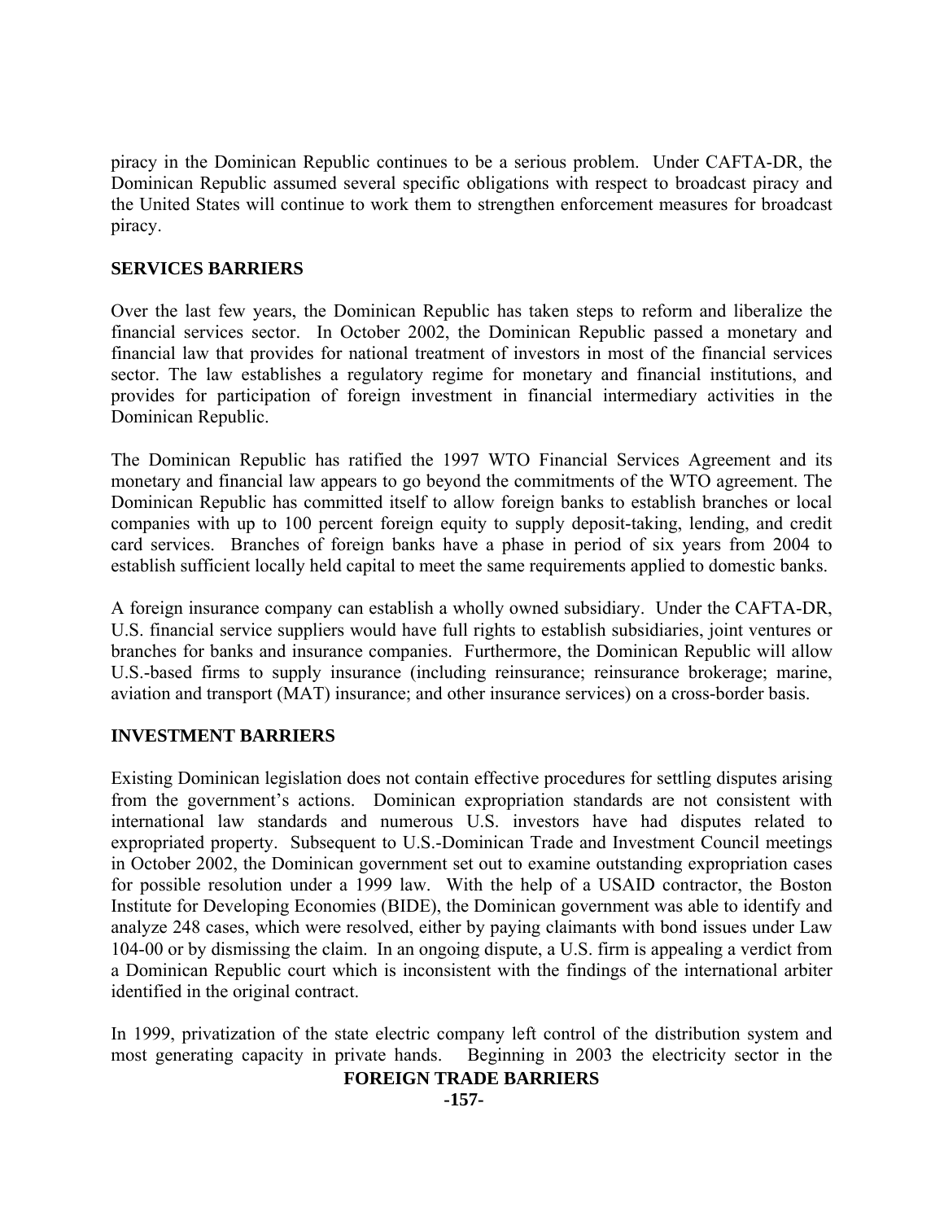piracy in the Dominican Republic continues to be a serious problem. Under CAFTA-DR, the Dominican Republic assumed several specific obligations with respect to broadcast piracy and the United States will continue to work them to strengthen enforcement measures for broadcast piracy.

## SERVICES BARRIERS

Over the last few years, the Dominican Republic has taken steps to reform and liberalize the financial services sector. In October 2002, the Dominican Republic passed a monetary and financial law that provides for national treatment of investors in most of the financial services sector. The law establishes a regulatory regime for monetary and financial institutions, and provides for participation of foreign investment in financial intermediary activities in the Dominican Republic.

The Dominican Republic has ratified the 1997 WTO Financial Services Agreement and its monetary and financial law appears to go beyond the commitments of the WTO agreement. The Dominican Republic has committed itself to allow foreign banks to establish branches or local companies with up to 100 percent foreign equity to supply deposit-taking, lending, and credit card services. Branches of foreign banks have a phase in period of six years from 2004 to establish sufficient locally held capital to meet the same requirements applied to domestic banks.

A foreign insurance company can establish a wholly owned subsidiary. Under the CAFTA-DR, U.S. financial service suppliers would have full rights to establish subsidiaries, joint ventures or branches for banks and insurance companies. Furthermore, the Dominican Republic will allow U.S.-based firms to supply insurance (including reinsurance; reinsurance brokerage; marine, aviation and transport (MAT) insurance; and other insurance services) on a cross-border basis.

## INVESTMENT BARRIERS

Existing Dominican legislation does not contain effective procedures for settling disputes arising from the government's actions. Dominican expropriation standards are not consistent with international law standards and numerous U.S. investors have had disputes related to expropriated property. Subsequent to U.S.-Dominican Trade and Investment Council meetings in October 2002, the Dominican government set out to examine outstanding expropriation cases for possible resolution under a 1999 law. With the help of a USAID contractor, the Boston Institute for Developing Economies (BIDE), the Dominican government was able to identify and analyze 248 cases, which were resolved, either by paying claimants with bond issues under Law 104-00 or by dismissing the claim. In an ongoing dispute, a U.S. firm is appealing a verdict from a Dominican Republic court which is inconsistent with the findings of the international arbiter identified in the original contract.

In 1999, privatization of the state electric company left control of the distribution system and most generating capacity in private hands. Beginning in 2003 the electricity sector in the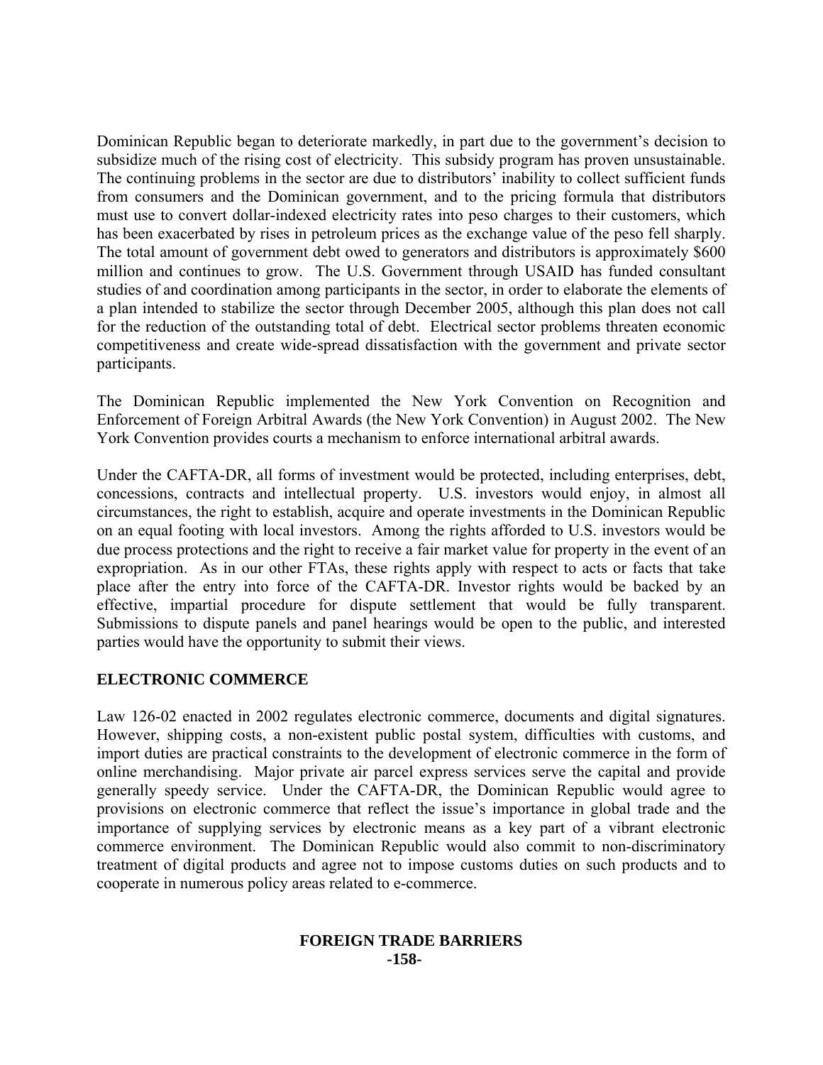Dominican Republic began to deteriorate markedly, in part due to the government's decision to subsidize much of the rising cost of electricity. This subsidy program has proven unsustainable. The continuing problems in the sector are due to distributors' inability to collect sufficient funds from consumers and the Dominican government, and to the pricing formula that distributors must use to convert dollar-indexed electricity rates into peso charges to their customers, which has been exacerbated by rises in petroleum prices as the exchange value of the peso fell sharply. The total amount of government debt owed to generators and distributors is approximately $600 million and continues to grow. The U.S. Government through USAID has funded consultant studies of and coordination among participants in the sector, in order to elaborate the elements of a plan intended to stabilize the sector through December 2005, although this plan does not call for the reduction of the outstanding total of debt. Electrical sector problems threaten economic competitiveness and create wide-spread dissatisfaction with the government and private sector participants.

The Dominican Republic implemented the New York Convention on Recognition and Enforcement of Foreign Arbitral Awards (the New York Convention) in August 2002. The New York Convention provides courts a mechanism to enforce international arbitral awards.

Under the CAFTA-DR, all forms of investment would be protected, including enterprises, debt, concessions, contracts and intellectual property. U.S. investors would enjoy, in almost all circumstances, the right to establish, acquire and operate investments in the Dominican Republic on an equal footing with local investors. Among the rights afforded to U.S. investors would be due process protections and the right to receive a fair market value for property in the event of an expropriation. As in our other FTAs, these rights apply with respect to acts or facts that take place after the entry into force of the CAFTA-DR. Investor rights would be backed by an effective, impartial procedure for dispute settlement that would be fully transparent. Submissions to dispute panels and panel hearings would be open to the public, and interested parties would have the opportunity to submit their views.

## ELECTRONIC COMMERCE

Law 126-02 enacted in 2002 regulates electronic commerce, documents and digital signatures. However, shipping costs, a non-existent public postal system, difficulties with customs, and import duties are practical constraints to the development of electronic commerce in the form of online merchandising. Major private air parcel express services serve the capital and provide generally speedy service. Under the CAFTA-DR, the Dominican Republic would agree to provisions on electronic commerce that reflect the issue's importance in global trade and the importance of supplying services by electronic means as a key part of a vibrant electronic commerce environment. The Dominican Republic would also commit to non-discriminatory treatment of digital products and agree not to impose customs duties on such products and to cooperate in numerous policy areas related to e-commerce.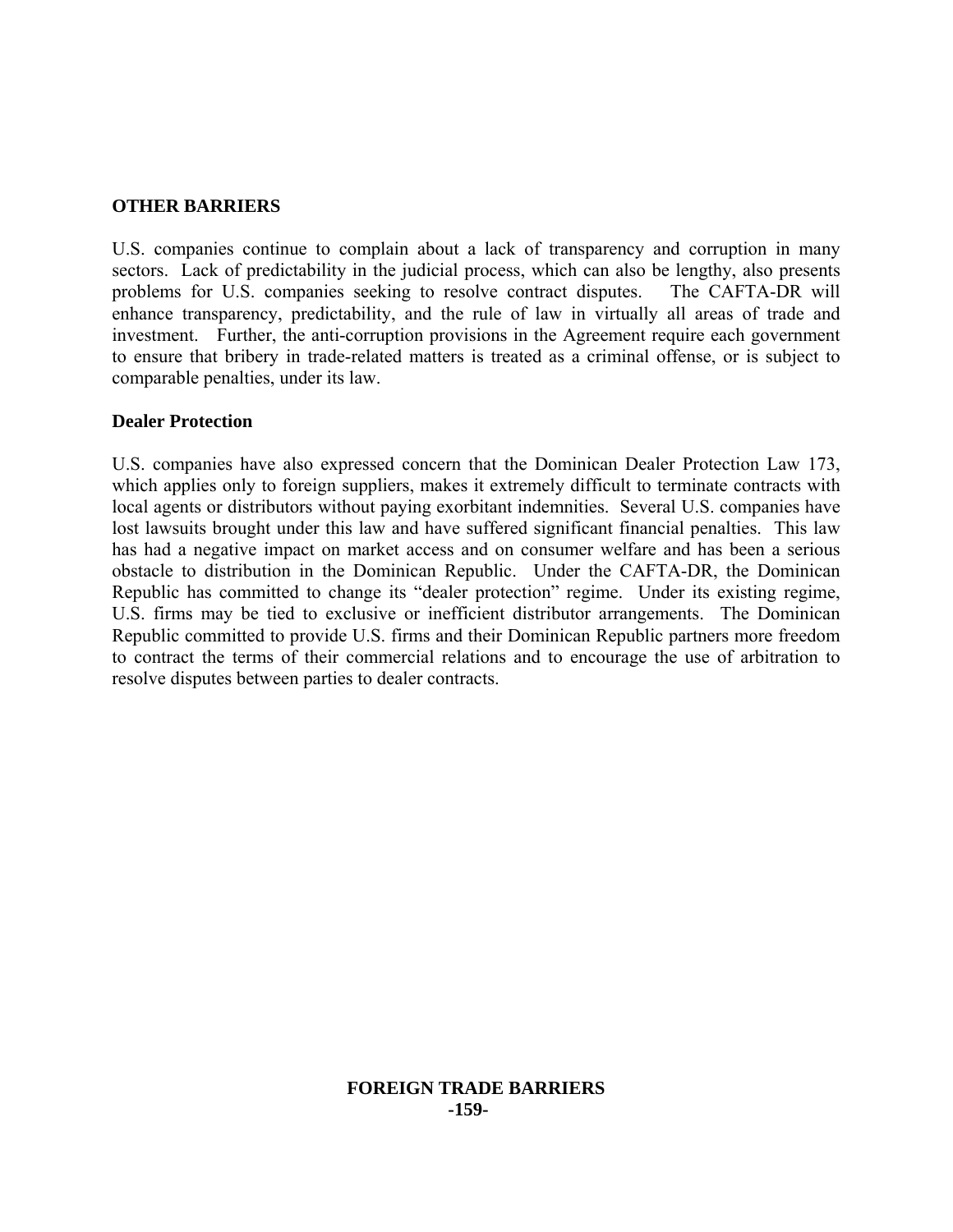## OTHER BARRIERS

U.S. companies continue to complain about a lack of transparency and corruption in many sectors. Lack of predictability in the judicial process, which can also be lengthy, also presents problems for U.S. companies seeking to resolve contract disputes. The CAFTA-DR will enhance transparency, predictability, and the rule of law in virtually all areas of trade and investment. Further, the anti-corruption provisions in the Agreement require each government to ensure that bribery in trade-related matters is treated as a criminal offense, or is subject to comparable penalties, under its law.

### Dealer Protection

U.S. companies have also expressed concern that the Dominican Dealer Protection Law 173, which applies only to foreign suppliers, makes it extremely difficult to terminate contracts with local agents or distributors without paying exorbitant indemnities. Several U.S. companies have lost lawsuits brought under this law and have suffered significant financial penalties. This law has had a negative impact on market access and on consumer welfare and has been a serious obstacle to distribution in the Dominican Republic. Under the CAFTA-DR, the Dominican Republic has committed to change its "dealer protection" regime. Under its existing regime, U.S. firms may be tied to exclusive or inefficient distributor arrangements. The Dominican Republic committed to provide U.S. firms and their Dominican Republic partners more freedom to contract the terms of their commercial relations and to encourage the use of arbitration to resolve disputes between parties to dealer contracts.